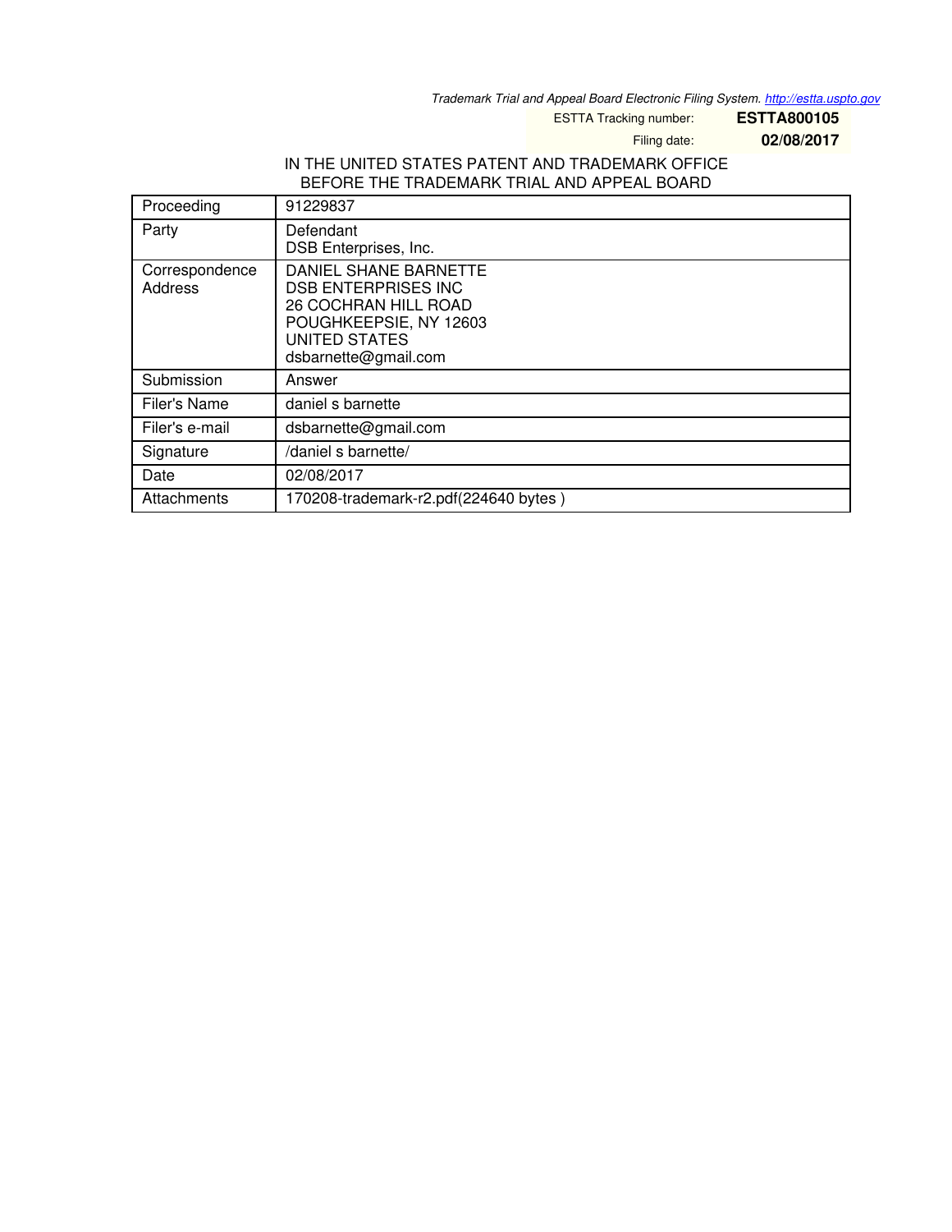Trademark Trial and Appeal Board Electronic Filing System. http://estta.uspto.gov

ESTTA Tracking number: **ESTTA800105**

Filing date: **02/08/2017**

IN THE UNITED STATES PATENT AND TRADEMARK OFFICE
BEFORE THE TRADEMARK TRIAL AND APPEAL BOARD

| Proceeding | 91229837 |
|---|---|
| Party | Defendant<br>DSB Enterprises, Inc. |
| Correspondence Address | DANIEL SHANE BARNETTE<br>DSB ENTERPRISES INC<br>26 COCHRAN HILL ROAD<br>POUGHKEEPSIE, NY 12603<br>UNITED STATES<br>dsbarnette@gmail.com |
| Submission | Answer |
| Filer's Name | daniel s barnette |
| Filer's e-mail | dsbarnette@gmail.com |
| Signature | /daniel s barnette/ |
| Date | 02/08/2017 |
| Attachments | 170208-trademark-r2.pdf(224640 bytes ) |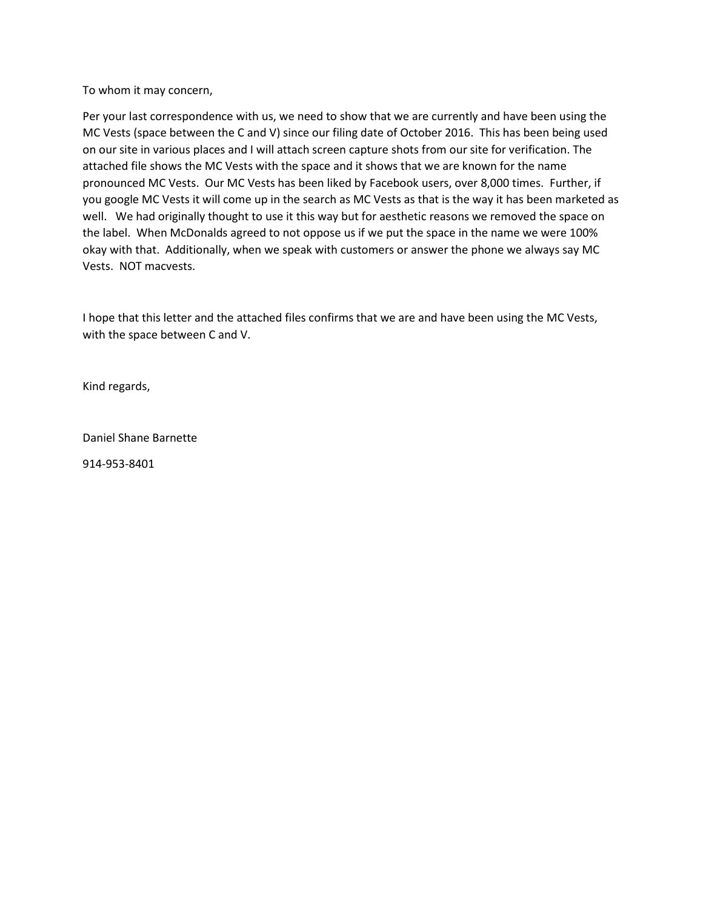To whom it may concern,

Per your last correspondence with us, we need to show that we are currently and have been using the MC Vests (space between the C and V) since our filing date of October 2016. This has been being used on our site in various places and I will attach screen capture shots from our site for verification. The attached file shows the MC Vests with the space and it shows that we are known for the name pronounced MC Vests. Our MC Vests has been liked by Facebook users, over 8,000 times. Further, if you google MC Vests it will come up in the search as MC Vests as that is the way it has been marketed as well. We had originally thought to use it this way but for aesthetic reasons we removed the space on the label. When McDonalds agreed to not oppose us if we put the space in the name we were 100% okay with that. Additionally, when we speak with customers or answer the phone we always say MC Vests. NOT macvests.

I hope that this letter and the attached files confirms that we are and have been using the MC Vests, with the space between C and V.

Kind regards,

Daniel Shane Barnette

914-953-8401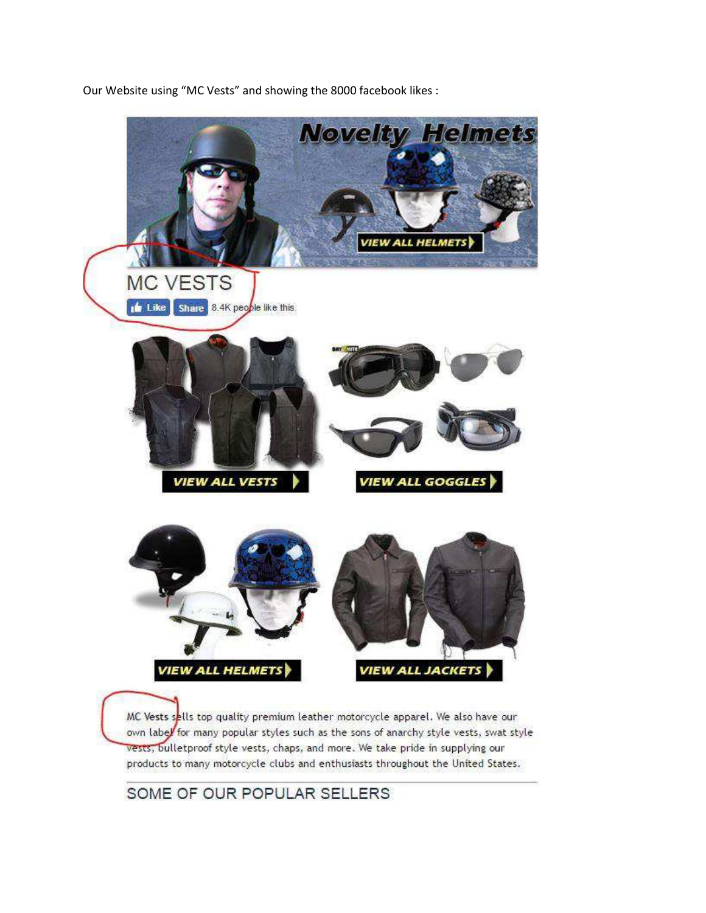Our Website using "MC Vests" and showing the 8000 facebook likes :

Novelty Helmets

VIEW ALL HELMETS

MC VESTS

Like Share 8.4K people like this.

VIEW ALL VESTS

VIEW ALL GOGGLES

VIEW ALL HELMETS

VIEW ALL JACKETS

MC Vests sells top quality premium leather motorcycle apparel. We also have our own label for many popular styles such as the sons of anarchy style vests, swat style vests, bulletproof style vests, chaps, and more. We take pride in supplying our products to many motorcycle clubs and enthusiasts throughout the United States.

SOME OF OUR POPULAR SELLERS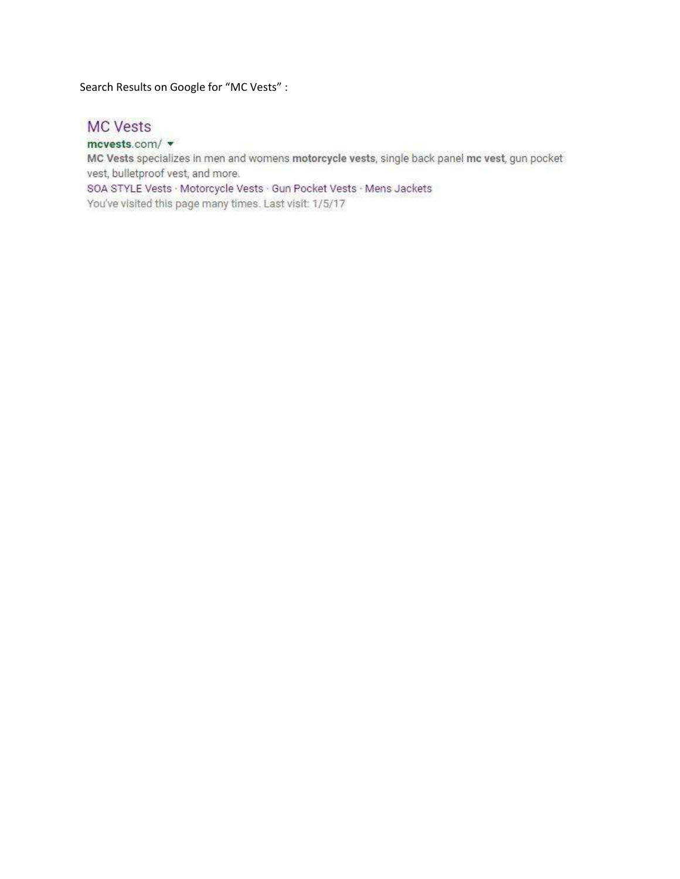Search Results on Google for "MC Vests" :

MC Vests

**mcvests**.com/ ▾

**MC Vests** specializes in men and womens **motorcycle vests**, single back panel **mc vest**, gun pocket vest, bulletproof vest, and more.

SOA STYLE Vests · Motorcycle Vests · Gun Pocket Vests · Mens Jackets

You've visited this page many times. Last visit: 1/5/17